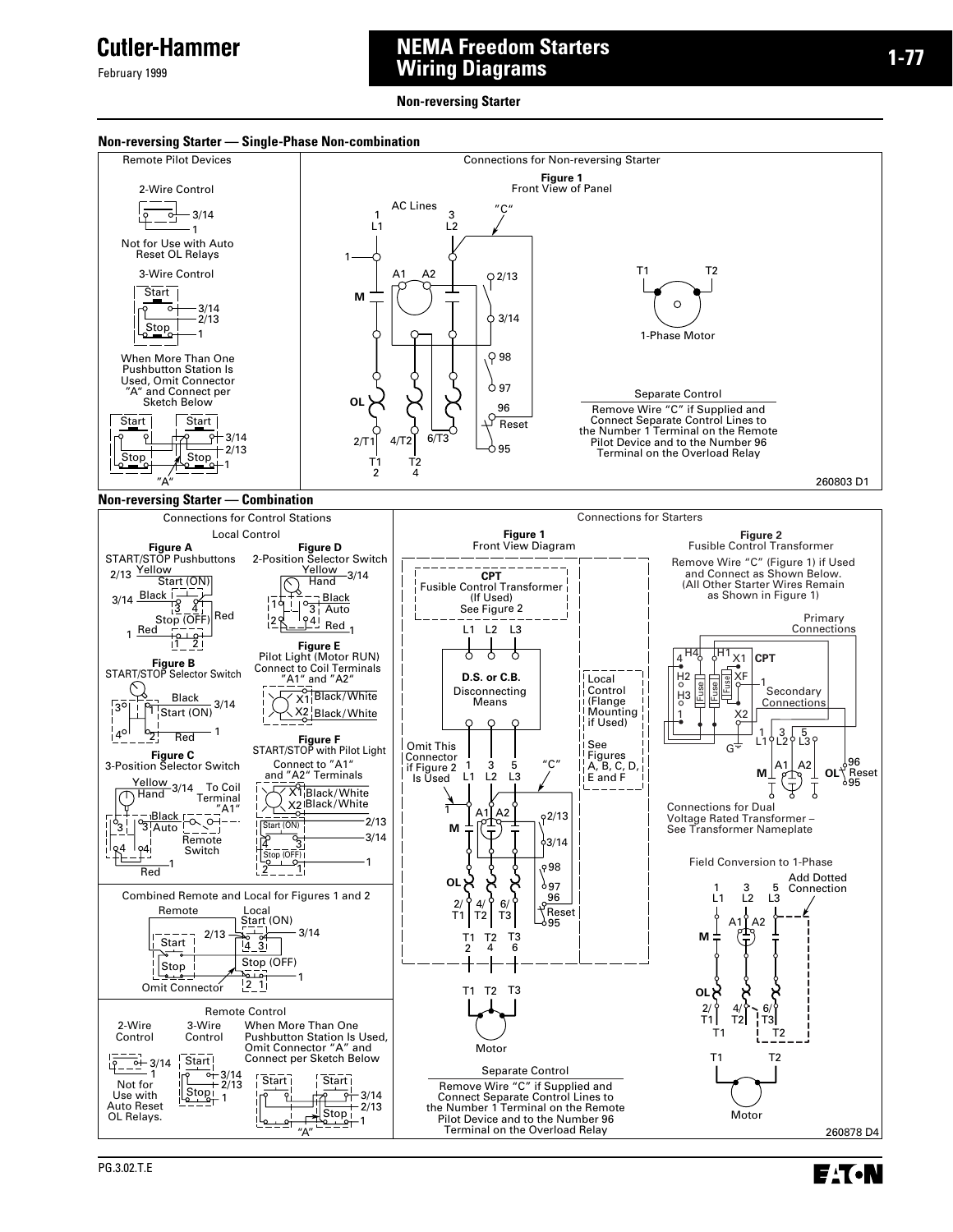# NEMA Freedom Starters Wiring Diagrams

**Non-reversing Starter**

### Non-reversing Starter — Single-Phase Non-combination

**Remote Pilot Devices**

2-Wire Control

3/14
1

Not for Use with Auto Reset OL Relays

3-Wire Control

Start
3/14
2/13
Stop
1

When More Than One Pushbutton Station Is Used, Omit Connector "A" and Connect per Sketch Below

Start Start
3/14
2/13
Stop Stop
1
"A"

**Connections for Non-reversing Starter**

**Figure 1**
Front View of Panel

AC Lines
1 L1
3 L2
"C"
1
A1 A2
M
2/13
3/14
98
97
96
Reset
95
OL
2/T1 4/T2 6/T3
T1 2
T2 4

T1 T2
1-Phase Motor

**Separate Control**

Remove Wire "C" if Supplied and Connect Separate Control Lines to the Number 1 Terminal on the Remote Pilot Device and to the Number 96 Terminal on the Overload Relay

260803 D1

### Non-reversing Starter — Combination

**Connections for Control Stations**

**Local Control**

**Figure A**
START/STOP Pushbuttons

2/13 Yellow
Start (ON)
3/14 Black
3 4
Stop (OFF) Red
1 Red
1 2

**Figure B**
START/STOP Selector Switch

Black
3 1 Start (ON) 3/14
4 2 Red 1

**Figure C**
3-Position Selector Switch

Yellow 3/14 Hand
To Coil Terminal "A1"
Black
3 Auto
Remote Switch
4 4
Red 1

**Figure D**
2-Position Selector Switch

Yellow 3/14
Hand
1 3 Black Auto
2 4 Red 1

**Figure E**
Pilot Light (Motor RUN)
Connect to Coil Terminals "A1" and "A2"

X1 Black/White
X2 Black/White

**Figure F**
START/STOP with Pilot Light
Connect to "A1" and "A2" Terminals

X1 Black/White
X2 Black/White
Start (ON) 2/13
4 3 3/14
Stop (OFF)
2 1 1

**Combined Remote and Local for Figures 1 and 2**

Remote
Start
Stop
Local
Start (ON)
2/13
4 3
3/14
Stop (OFF)
2 1
1
Omit Connector

**Remote Control**

2-Wire Control
3/14
1
Not for Use with Auto Reset OL Relays.

3-Wire Control
Start
3/14
2/13
Stop
1

When More Than One Pushbutton Station Is Used, Omit Connector "A" and Connect per Sketch Below

Start Start
3/14
2/13
Stop
1
"A"

**Connections for Starters**

**Figure 1**
Front View Diagram

CPT
Fusible Control Transformer (If Used)
See Figure 2

L1 L2 L3

D.S. or C.B.
Disconnecting Means

Local Control (Flange Mounting if Used)

See Figures A, B, C, D, E and F

Omit This Connector if Figure 2 Is Used

1 L1
3 L2
5 L3
"C"
1
A1 A2
M
2/13
3/14
98
97
96
Reset
95
OL
2/T1 4/T2 6/T3
T1 2
T2 4
T3 6

T1 T2 T3
Motor

**Separate Control**

Remove Wire "C" if Supplied and Connect Separate Control Lines to the Number 1 Terminal on the Remote Pilot Device and to the Number 96 Terminal on the Overload Relay

**Figure 2**
Fusible Control Transformer

Remove Wire "C" (Figure 1) if Used and Connect as Shown Below. (All Other Starter Wires Remain as Shown in Figure 1)

Primary Connections

H4 H1 X1 CPT
H2 XF
H3 Fuse Fuse
1
X2
Secondary Connections
G
1 L1
3 L2
5 L3
M A1 A2
OL 96 Reset 95

Connections for Dual Voltage Rated Transformer – See Transformer Nameplate

**Field Conversion to 1-Phase**

1 L1
3 L2
5 L3
Add Dotted Connection
A1 A2
M
OL
2/T1 4/T2 6/T3
T1 T2
T1 T2
Motor

260878 D4

PG.3.02.T.E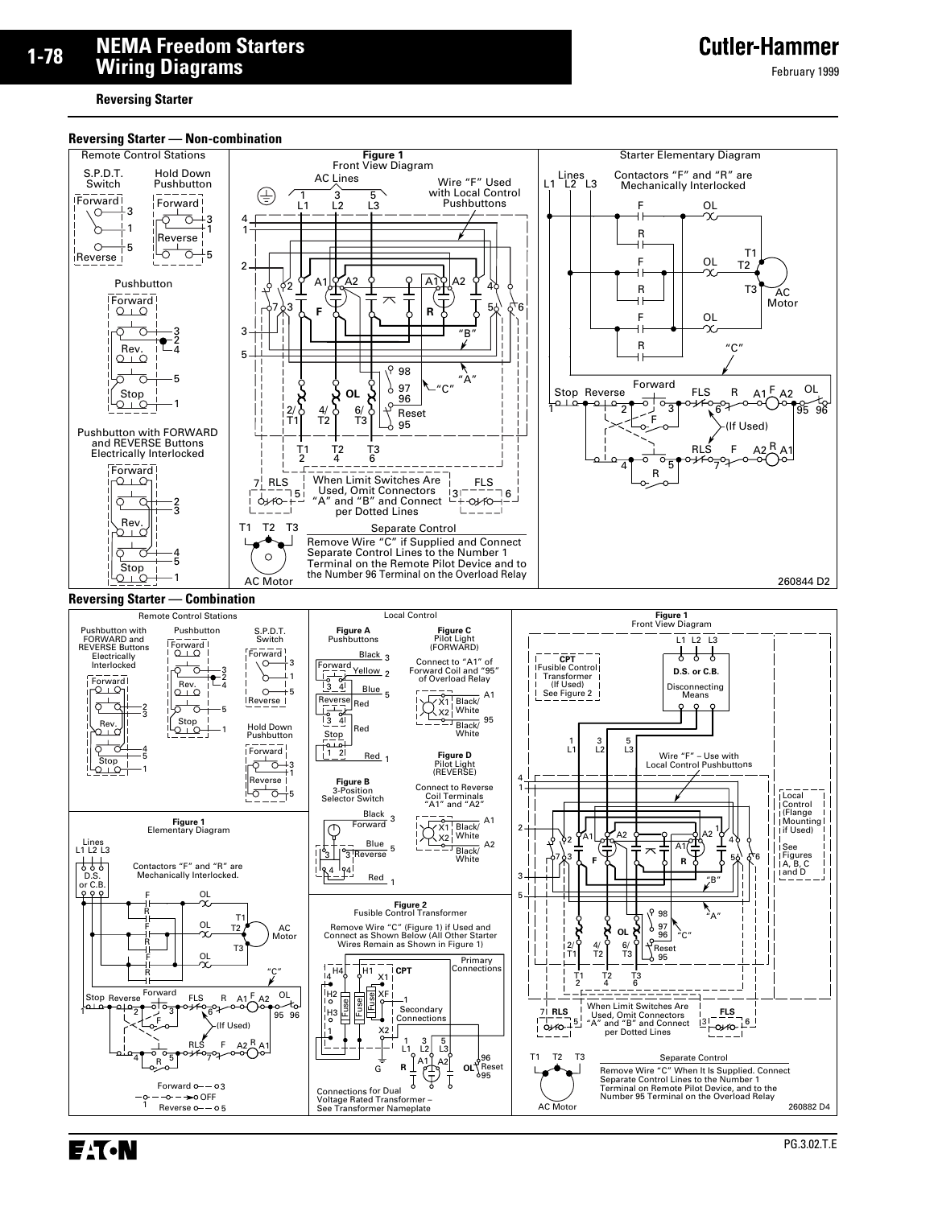## Reversing Starter

### Reversing Starter — Non-combination

Remote Control Stations

S.P.D.T. Switch — Forward, Reverse (3, 1, 5)

Hold Down Pushbutton — Forward, Reverse (3, 1, 5)

Pushbutton — Forward, Rev., Stop (3, 2, 4, 5, 1)

Pushbutton with FORWARD and REVERSE Buttons Electrically Interlocked — Forward, Rev., Stop (2, 3, 4, 5, 1)

**Figure 1**
Front View Diagram

AC Lines: 1 L1, 3 L2, 5 L3

Wire "F" Used with Local Control Pushbuttons

When Limit Switches Are Used, Omit Connectors "A" and "B" and Connect per Dotted Lines

Separate Control

Remove Wire "C" if Supplied and Connect Separate Control Lines to the Number 1 Terminal on the Remote Pilot Device and to the Number 96 Terminal on the Overload Relay

AC Motor

Starter Elementary Diagram

Lines L1 L2 L3

Contactors "F" and "R" are Mechanically Interlocked

(If Used)

260844 D2

### Reversing Starter — Combination

Remote Control Stations

Pushbutton with FORWARD and REVERSE Buttons Electrically Interlocked

Pushbutton

S.P.D.T. Switch

Hold Down Pushbutton

Local Control

**Figure A**
Pushbuttons

**Figure B**
3-Position Selector Switch

**Figure C**
Pilot Light (FORWARD)

Connect to "A1" of Forward Coil and "95" of Overload Relay

**Figure D**
Pilot Light (REVERSE)

Connect to Reverse Coil Terminals "A1" and "A2"

**Figure 1**
Elementary Diagram

Lines L1 L2 L3

Contactors "F" and "R" are Mechanically Interlocked.

(If Used)

Forward, OFF, Reverse

**Figure 2**
Fusible Control Transformer

Remove Wire "C" (Figure 1) if Used and Connect as Shown Below (All Other Starter Wires Remain as Shown in Figure 1)

Primary Connections

Secondary Connections

Connections for Dual Voltage Rated Transformer – See Transformer Nameplate

**Figure 1**
Front View Diagram

CPT Fusible Control Transformer (If Used) See Figure 2

D.S. or C.B. Disconnecting Means

Wire "F" – Use with Local Control Pushbuttons

Local Control (Flange Mounting if Used)

See Figures A, B, C and D

When Limit Switches Are Used, Omit Connectors "A" and "B" and Connect per Dotted Lines

Separate Control

Remove Wire "C" When It Is Supplied. Connect Separate Control Lines to the Number 1 Terminal on Remote Pilot Device, and to the Number 95 Terminal on the Overload Relay

AC Motor

260882 D4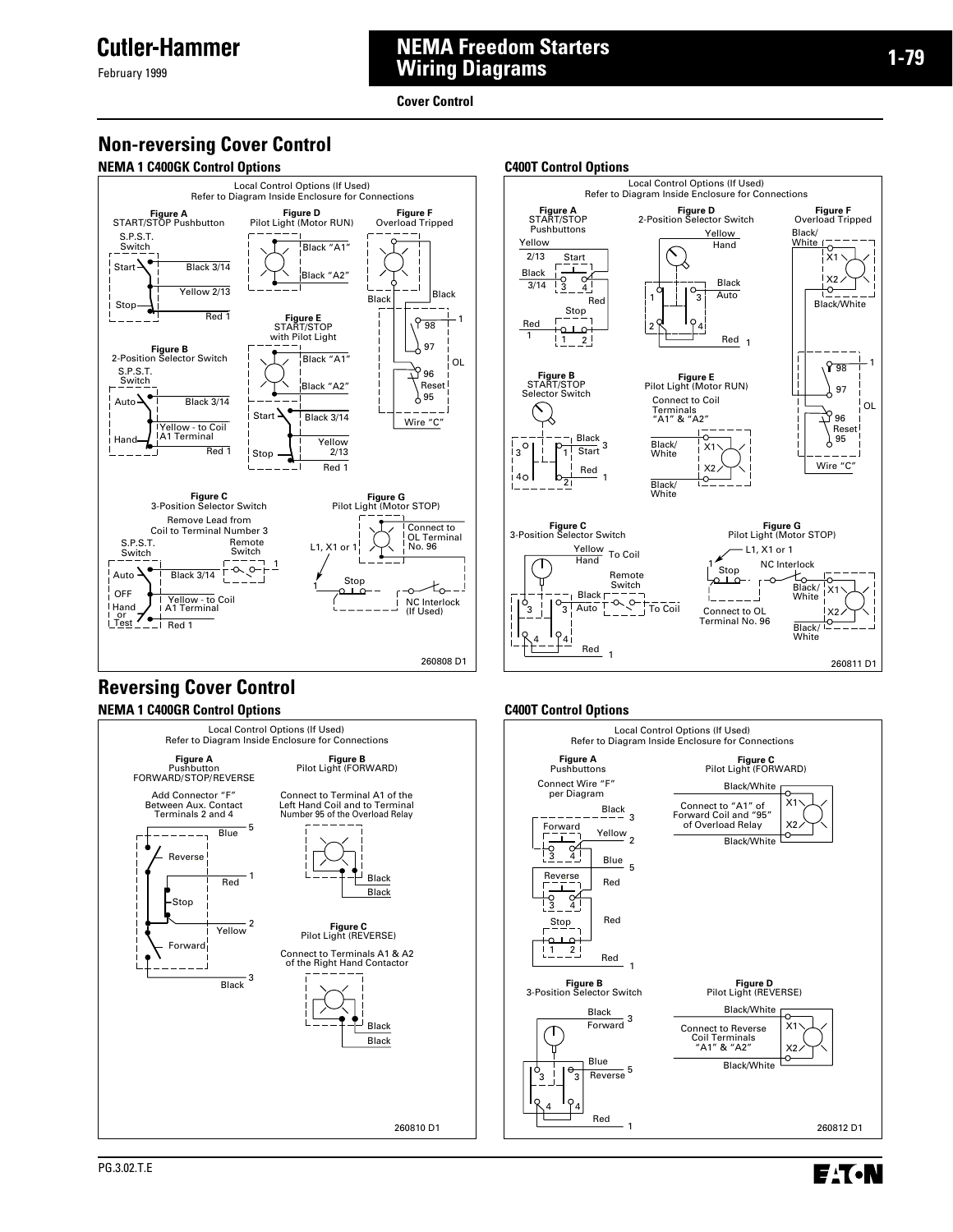**Cover Control**

## Non-reversing Cover Control

### NEMA 1 C400GK Control Options

Local Control Options (If Used)
Refer to Diagram Inside Enclosure for Connections

**Figure A** START/STOP Pushbutton
S.P.S.T. Switch
Start — Black 3/14
Yellow 2/13
Stop — Red 1

**Figure D** Pilot Light (Motor RUN)
Black "A1"
Black "A2"

**Figure F** Overload Tripped
Black — Black — 1 — 98 — 97 — 96 Reset 95 — OL — Wire "C"

**Figure E** START/STOP with Pilot Light
Black "A1"
Black "A2"
Start — Black 3/14
Stop — Yellow 2/13
Red 1

**Figure B** 2-Position Selector Switch
S.P.S.T. Switch
Auto — Black 3/14
Hand — Yellow - to Coil A1 Terminal
Red 1

**Figure C** 3-Position Selector Switch
Remove Lead from Coil to Terminal Number 3
S.P.S.T. Switch — Remote Switch — 1
Auto — Black 3/14
OFF
Hand or Test — Yellow - to Coil A1 Terminal
Red 1

**Figure G** Pilot Light (Motor STOP)
L1, X1 or 1 — Connect to OL Terminal No. 96
1 — Stop — NC Interlock (If Used)

260808 D1

### C400T Control Options

Local Control Options (If Used)
Refer to Diagram Inside Enclosure for Connections

**Figure A** START/STOP Pushbuttons
Yellow 2/13 — Start
Black 3/14 — 3 4 — Red
Stop
Red 1 — 1 2

**Figure D** 2-Position Selector Switch
Yellow — Hand
Black — Auto
1 3 2 4
Red 1

**Figure F** Overload Tripped
Black/White — X1 — X2 — Black/White
1 — 98 — 97 — 96 Reset 95 — OL — Wire "C"

**Figure B** START/STOP Selector Switch
3 — 1 — Black — Start 3
4 — 2 — Red 1

**Figure E** Pilot Light (Motor RUN)
Connect to Coil Terminals "A1" & "A2"
Black/White — X1
Black/White — X2

**Figure C** 3-Position Selector Switch
Yellow — Hand — To Coil
Black — Auto — Remote Switch — To Coil
3 3 4 4
Red 1

**Figure G** Pilot Light (Motor STOP)
L1, X1 or 1
1 — Stop — NC Interlock
Connect to OL Terminal No. 96
Black/White — X1
Black/White — X2

260811 D1

## Reversing Cover Control

### NEMA 1 C400GR Control Options

Local Control Options (If Used)
Refer to Diagram Inside Enclosure for Connections

**Figure A** Pushbutton FORWARD/STOP/REVERSE
Add Connector "F" Between Aux. Contact Terminals 2 and 4
Blue 5
Reverse
Red 1
Stop
Yellow 2
Forward
Black 3

**Figure B** Pilot Light (FORWARD)
Connect to Terminal A1 of the Left Hand Coil and to Terminal Number 95 of the Overload Relay
Black
Black

**Figure C** Pilot Light (REVERSE)
Connect to Terminals A1 & A2 of the Right Hand Contactor
Black
Black

260810 D1

### C400T Control Options

Local Control Options (If Used)
Refer to Diagram Inside Enclosure for Connections

**Figure A** Pushbuttons
Connect Wire "F" per Diagram
Black 3
Forward — 3 4 — Yellow 2
Blue 5
Reverse — 3 4 — Red
Stop — 1 2 — Red
Red 1

**Figure C** Pilot Light (FORWARD)
Black/White — X1
Connect to "A1" of Forward Coil and "95" of Overload Relay
Black/White — X2

**Figure B** 3-Position Selector Switch
Black — Forward 3
Blue — Reverse 5
3 3 4 4
Red 1

**Figure D** Pilot Light (REVERSE)
Black/White — X1
Connect to Reverse Coil Terminals "A1" & "A2"
Black/White — X2

260812 D1

PG.3.02.T.E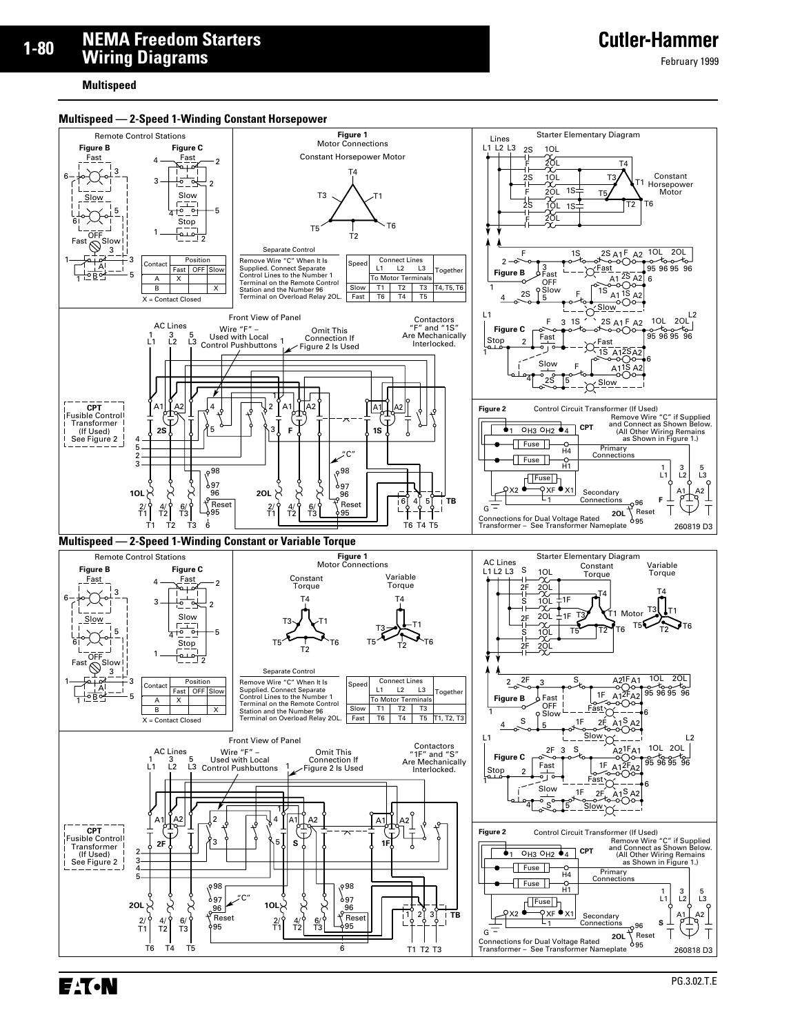## Multispeed

### Multispeed — 2-Speed 1-Winding Constant Horsepower

Remote Control Stations

Figure B

Figure C

| Contact | Position | | |
|---|---|---|---|
| | Fast | OFF | Slow |
| A | X | | |
| B | | | X |

X = Contact Closed

Figure 1
Motor Connections

Constant Horsepower Motor

Separate Control

Remove Wire "C" When It Is Supplied. Connect Separate Control Lines to the Number 1 Terminal on the Remote Control Station and the Number 96 Terminal on Overload Relay 2OL.

| Speed | Connect Lines | | | Together |
|---|---|---|---|---|
| | L1 | L2 | L3 | |
| | To Motor Terminals | | | |
| Slow | T1 | T2 | T3 | T4, T5, T6 |
| Fast | T6 | T4 | T5 | |

Starter Elementary Diagram

Front View of Panel

Wire "F" – Used with Local Control Pushbuttons

Omit This Connection If Figure 2 Is Used

Contactors "F" and "1S" Are Mechanically Interlocked.

CPT
Fusible Control Transformer (If Used) See Figure 2

Figure 2 Control Circuit Transformer (If Used)

Remove Wire "C" if Supplied and Connect as Shown Below. (All Other Wiring Remains as Shown in Figure 1.)

Primary Connections

Secondary Connections

Connections for Dual Voltage Rated Transformer – See Transformer Nameplate

260819 D3

### Multispeed — 2-Speed 1-Winding Constant or Variable Torque

Remote Control Stations

Figure B

Figure C

| Contact | Position | | |
|---|---|---|---|
| | Fast | OFF | Slow |
| A | X | | |
| B | | | X |

X = Contact Closed

Figure 1
Motor Connections

Constant Torque

Variable Torque

Separate Control

Remove Wire "C" When It Is Supplied. Connect Separate Control Lines to the Number 1 Terminal on the Remote Control Station and the Number 96 Terminal on Overload Relay 2OL.

| Speed | Connect Lines | | | Together |
|---|---|---|---|---|
| | L1 | L2 | L3 | |
| | To Motor Terminals | | | |
| Slow | T1 | T2 | T3 | |
| Fast | T6 | T4 | T5 | T1, T2, T3 |

Starter Elementary Diagram

Front View of Panel

Wire "F" – Used with Local Control Pushbuttons

Omit This Connection If Figure 2 Is Used

Contactors "1F" and "S" Are Mechanically Interlocked.

CPT
Fusible Control Transformer (If Used) See Figure 2

Figure 2 Control Circuit Transformer (If Used)

Remove Wire "C" if Supplied and Connect as Shown Below. (All Other Wiring Remains as Shown in Figure 1.)

Primary Connections

Secondary Connections

Connections for Dual Voltage Rated Transformer – See Transformer Nameplate

260818 D3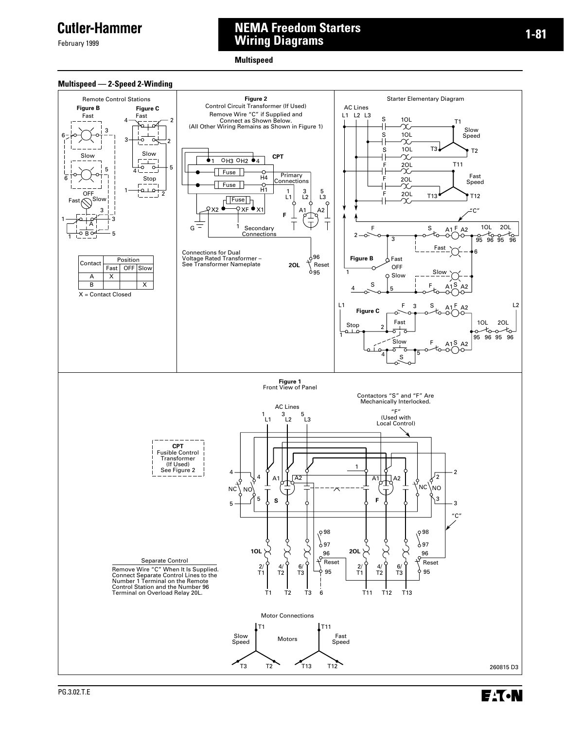## Multispeed

### Multispeed — 2-Speed 2-Winding

Remote Control Stations

Figure B

Figure C

| Contact | Position | | |
|---|---|---|---|
| | Fast | OFF | Slow |
| A | X | | |
| B | | | X |

X = Contact Closed

**Figure 2**
Control Circuit Transformer (If Used)
Remove Wire "C" if Supplied and Connect as Shown Below.
(All Other Wiring Remains as Shown in Figure 1)

Connections for Dual Voltage Rated Transformer – See Transformer Nameplate

Starter Elementary Diagram

**Figure 1**
Front View of Panel

Contactors "S" and "F" Are Mechanically Interlocked.

"F" (Used with Local Control)

CPT
Fusible Control Transformer (If Used)
See Figure 2

Separate Control

Remove Wire "C" When It Is Supplied. Connect Separate Control Lines to the Number 1 Terminal on the Remote Control Station and the Number 96 Terminal on Overload Relay 2OL.

Motor Connections

260815 D3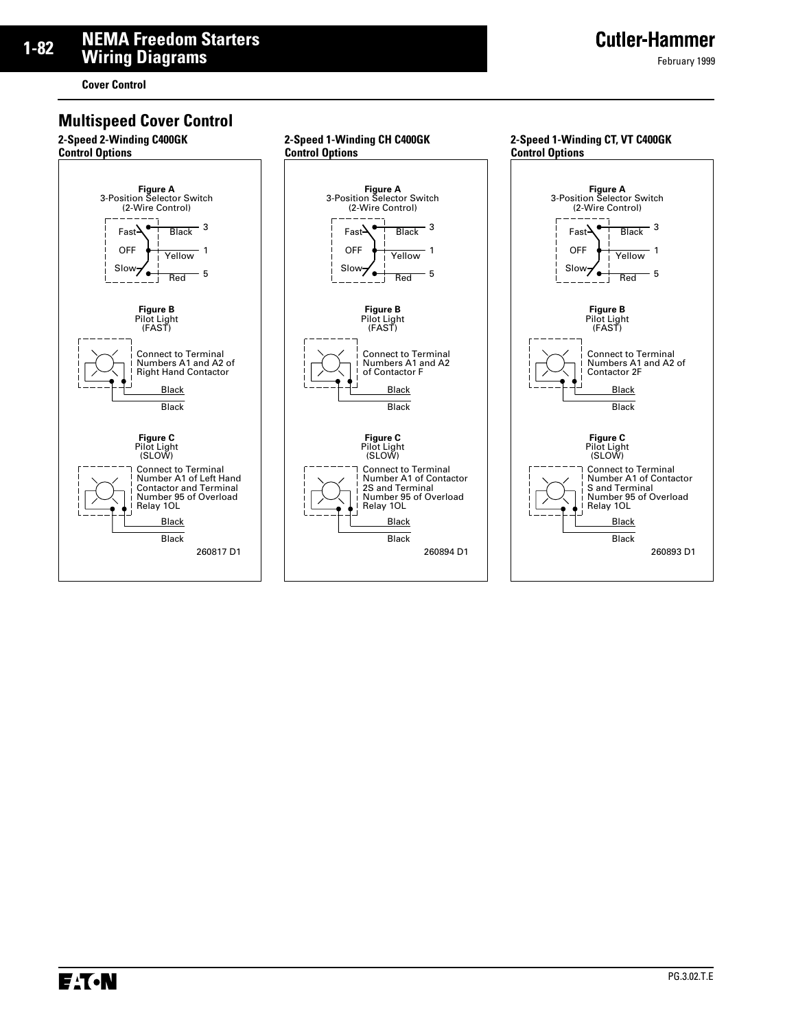Cover Control

## Multispeed Cover Control

### 2-Speed 2-Winding C400GK Control Options

**Figure A**
3-Position Selector Switch
(2-Wire Control)

Fast — Black — 3
OFF — Yellow — 1
Slow — Red — 5

**Figure B**
Pilot Light
(FAST)

Connect to Terminal Numbers A1 and A2 of Right Hand Contactor

Black
Black

**Figure C**
Pilot Light
(SLOW)

Connect to Terminal Number A1 of Left Hand Contactor and Terminal Number 95 of Overload Relay 1OL

Black
Black

260817 D1

### 2-Speed 1-Winding CH C400GK Control Options

**Figure A**
3-Position Selector Switch
(2-Wire Control)

Fast — Black — 3
OFF — Yellow — 1
Slow — Red — 5

**Figure B**
Pilot Light
(FAST)

Connect to Terminal Numbers A1 and A2 of Contactor F

Black
Black

**Figure C**
Pilot Light
(SLOW)

Connect to Terminal Number A1 of Contactor 2S and Terminal Number 95 of Overload Relay 1OL

Black
Black

260894 D1

### 2-Speed 1-Winding CT, VT C400GK Control Options

**Figure A**
3-Position Selector Switch
(2-Wire Control)

Fast — Black — 3
OFF — Yellow — 1
Slow — Red — 5

**Figure B**
Pilot Light
(FAST)

Connect to Terminal Numbers A1 and A2 of Contactor 2F

Black
Black

**Figure C**
Pilot Light
(SLOW)

Connect to Terminal Number A1 of Contactor S and Terminal Number 95 of Overload Relay 1OL

Black
Black

260893 D1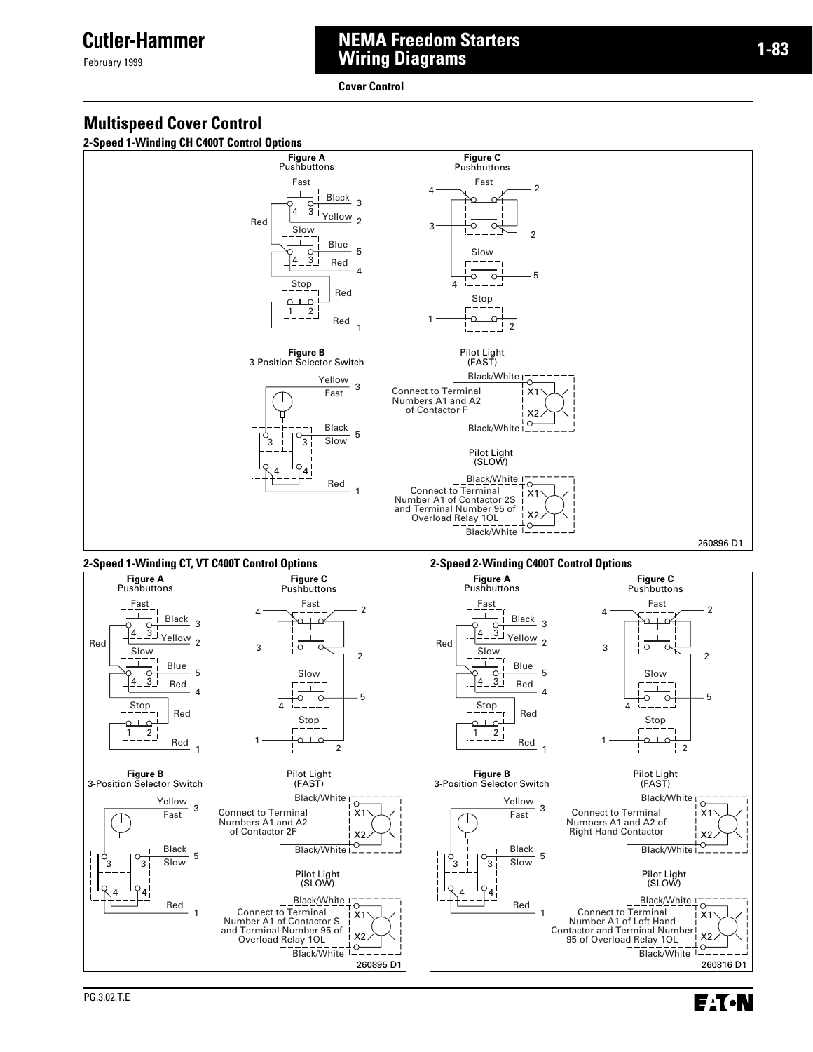**Cover Control**

## Multispeed Cover Control

### 2-Speed 1-Winding CH C400T Control Options

**Figure A**
Pushbuttons

Fast — Black 3, Yellow 2
Red
Slow — Blue 5, Red 4
Stop — Red, Red 1

**Figure B**
3-Position Selector Switch

Yellow — Fast 3
Black — Slow 5
Red 1

**Figure C**
Pushbuttons

Fast, Slow, Stop

Pilot Light (FAST)
Black/White
Connect to Terminal Numbers A1 and A2 of Contactor F
Black/White

Pilot Light (SLOW)
Black/White
Connect to Terminal Number A1 of Contactor 2S and Terminal Number 95 of Overload Relay 1OL
Black/White

260896 D1

### 2-Speed 1-Winding CT, VT C400T Control Options

**Figure A**
Pushbuttons

Fast — Black 3, Yellow 2
Red
Slow — Blue 5, Red 4
Stop — Red, Red 1

**Figure B**
3-Position Selector Switch

Yellow — Fast 3
Black — Slow 5
Red 1

**Figure C**
Pushbuttons

Fast, Slow, Stop

Pilot Light (FAST)
Black/White
Connect to Terminal Numbers A1 and A2 of Contactor 2F
Black/White

Pilot Light (SLOW)
Black/White
Connect to Terminal Number A1 of Contactor S and Terminal Number 95 of Overload Relay 1OL
Black/White

260895 D1

### 2-Speed 2-Winding C400T Control Options

**Figure A**
Pushbuttons

Fast — Black 3, Yellow 2
Red
Slow — Blue 5, Red 4
Stop — Red, Red 1

**Figure B**
3-Position Selector Switch

Yellow — Fast 3
Black — Slow 5
Red 1

**Figure C**
Pushbuttons

Fast, Slow, Stop

Pilot Light (FAST)
Black/White
Connect to Terminal Numbers A1 and A2 of Right Hand Contactor
Black/White

Pilot Light (SLOW)
Black/White
Connect to Terminal Number A1 of Left Hand Contactor and Terminal Number 95 of Overload Relay 1OL
Black/White

260816 D1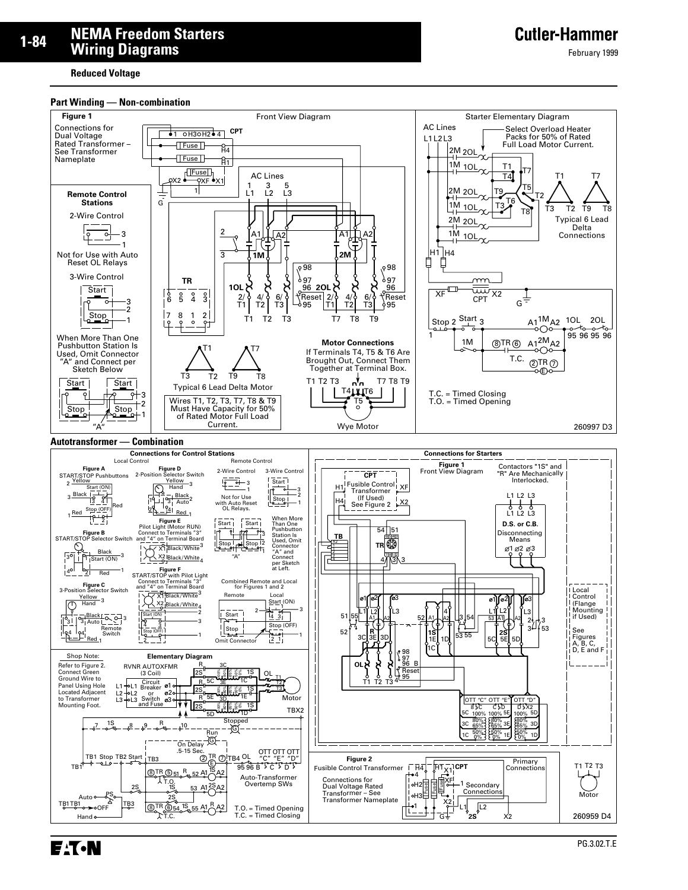# NEMA Freedom Starters Wiring Diagrams

**Reduced Voltage**

## Part Winding — Non-combination

**Figure 1**

Front View Diagram

Connections for Dual Voltage Rated Transformer – See Transformer Nameplate

**Remote Control Stations**

2-Wire Control

Not for Use with Auto Reset OL Relays

3-Wire Control

When More Than One Pushbutton Station Is Used, Omit Connector "A" and Connect per Sketch Below

Typical 6 Lead Delta Motor

Wires T1, T2, T3, T7, T8 & T9 Must Have Capacity for 50% of Rated Motor Full Load Current.

**Motor Connections**

If Terminals T4, T5 & T6 Are Brought Out, Connect Them Together at Terminal Box.

Wye Motor

Starter Elementary Diagram

Select Overload Heater Packs for 50% of Rated Full Load Motor Current.

Typical 6 Lead Delta Connections

T.C. = Timed Closing
T.O. = Timed Opening

260997 D3

## Autotransformer — Combination

**Connections for Control Stations**

Local Control — Remote Control

**Figure A** START/STOP Pushbuttons

**Figure B** START/STOP Selector Switch

**Figure C** 3-Position Selector Switch

**Figure D** 2-Position Selector Switch

**Figure E** Pilot Light (Motor RUN) Connect to Terminals "3" and "4" on Terminal Board

**Figure F** START/STOP with Pilot Light Connect to Terminals "3" and "4" on Terminal Board

2-Wire Control — Not for Use with Auto Reset OL Relays.

3-Wire Control — When More Than One Pushbutton Station Is Used, Omit Connector "A" and Connect per Sketch at Left.

Combined Remote and Local for Figures 1 and 2

Shop Note: Refer to Figure 2. Connect Green Ground Wire to Panel Using Hole Located Adjacent to Transformer Mounting Foot.

**Elementary Diagram**

RVNR AUTOXFMR (3 Coil)

Auto-Transformer Overtemp SWs

T.O. = Timed Opening
T.C. = Timed Closing

**Connections for Starters**

**Figure 1** Front View Diagram

Contactors "1S" and "R" Are Mechanically Interlocked.

Local Control (Flange Mounting if Used) — See Figures A, B, C, D, E and F

**Figure 2** Fusible Control Transformer

Connections for Dual Voltage Rated Transformer – See Transformer Nameplate

260959 D4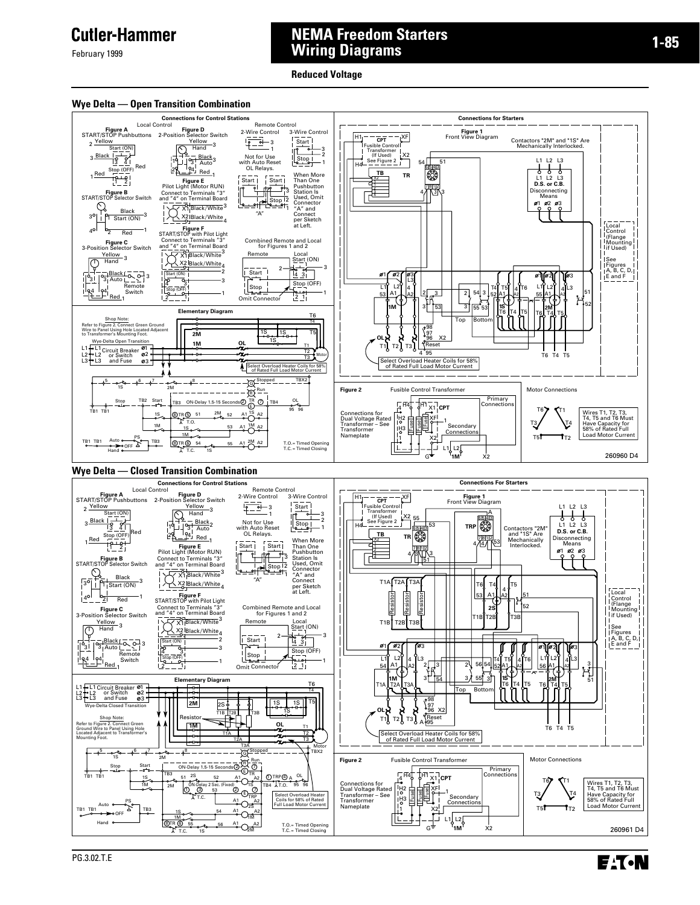# NEMA Freedom Starters Wiring Diagrams

**Reduced Voltage**

## Wye Delta — Open Transition Combination

**Connections for Control Stations**

Local Control

**Figure A**
START/STOP Pushbuttons

**Figure B**
START/STOP Selector Switch

**Figure C**
3-Position Selector Switch

**Figure D**
2-Position Selector Switch

**Figure E**
Pilot Light (Motor RUN)
Connect to Terminals "3" and "4" on Terminal Board

**Figure F**
START/STOP with Pilot Light
Connect to Terminals "3" and "4" on Terminal Board

Remote Control
2-Wire Control — Not for Use with Auto Reset OL Relays.
3-Wire Control — When More Than One Pushbutton Station Is Used, Omit Connector "A" and Connect per Sketch at Left.

Combined Remote and Local for Figures 1 and 2

**Elementary Diagram**

Shop Note:
Refer to Figure 2. Connect Green Ground Wire to Panel Using Hole Located Adjacent to Transformer's Mounting Foot.

Wye-Delta Open Transition

Select Overload Heater Coils for 58% of Rated Full Load Motor Current

T.O. = Timed Opening
T.C. = Timed Closing

**Connections for Starters**

**Figure 1**
Front View Diagram

Contactors "2M" and "1S" Are Mechanically Interlocked.

Local Control (Flange Mounting if Used)

See Figures A, B, C, D, E and F

Select Overload Heater Coils for 58% of Rated Full Load Motor Current

**Figure 2** Fusible Control Transformer

Connections for Dual Voltage Rated Transformer — See Transformer Nameplate

**Motor Connections**

Wires T1, T2, T3, T4, T5 and T6 Must Have Capacity for 58% of Rated Full Load Motor Current

260960 D4

## Wye Delta — Closed Transition Combination

**Connections for Control Stations**

Local Control

**Figure A**
START/STOP Pushbuttons

**Figure B**
START/STOP Selector Switch

**Figure C**
3-Position Selector Switch

**Figure D**
2-Position Selector Switch

**Figure E**
Pilot Light (Motor RUN)
Connect to Terminals "3" and "4" on Terminal Board

**Figure F**
START/STOP with Pilot Light
Connect to Terminals "3" and "4" on Terminal Board

Remote Control
2-Wire Control — Not for Use with Auto Reset OL Relays.
3-Wire Control — When More Than One Pushbutton Station Is Used, Omit Connector "A" and Connect per Sketch at Left.

Combined Remote and Local for Figures 1 and 2

**Elementary Diagram**

Wye-Delta Closed Transition

Shop Note:
Refer to Figure 2. Connect Green Ground Wire to Panel Using Hole Located Adjacent to Transformer's Mounting Foot.

Select Overload Heater Coils for 58% of Rated Full Load Motor Current

T.O. = Timed Opening
T.C. = Timed Closing

**Connections For Starters**

**Figure 1**
Front View Diagram

Contactors "2M" and "1S" Are Mechanically Interlocked.

Local Control (Flange Mounting if Used)

See Figures A, B, C, D, E and F

Select Overload Heater Coils for 58% of Rated Full Load Motor Current

**Figure 2** Fusible Control Transformer

Connections for Dual Voltage Rated Transformer — See Transformer Nameplate

**Motor Connections**

Wires T1, T2, T3, T4, T5 and T6 Must Have Capacity for 58% of Rated Full Load Motor Current

260961 D4